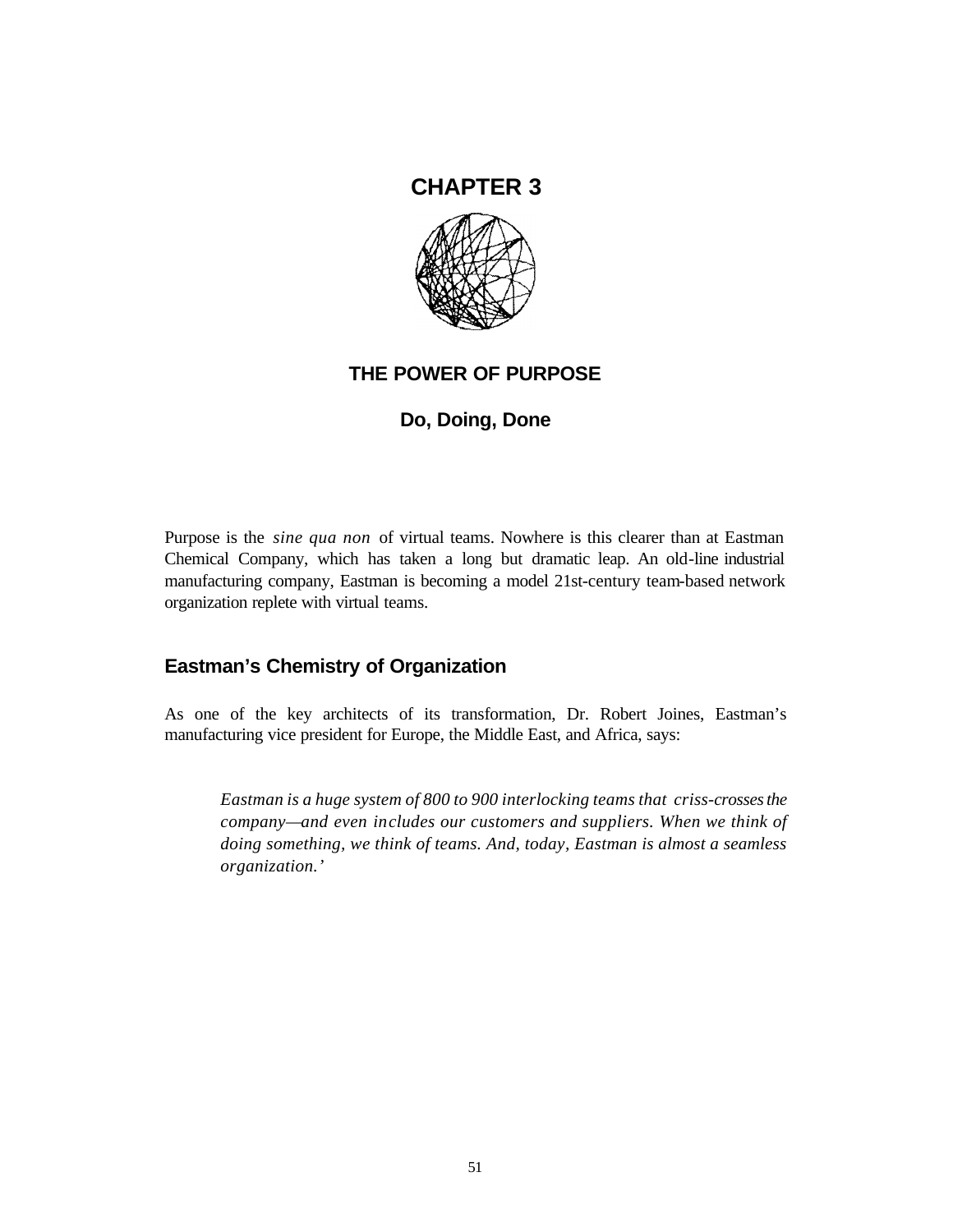# CHAPTER 3

## THE POWER OF PURPOSE

### Do, Doing, Done

Purpose is the *sine qua non* of virtual teams. Nowhere is this clearer than at Eastman Chemical Company, which has taken a long but dramatic leap. An old-line industrial manufacturing company, Eastman is becoming a model 21st-century team-based network organization replete with virtual teams.

## Eastman's Chemistry of Organization

As one of the key architects of its transformation, Dr. Robert Joines, Eastman's manufacturing vice president for Europe, the Middle East, and Africa, says:

> *Eastman is a huge system of 800 to 900 interlocking teams that criss-crosses the company—and even includes our customers and suppliers. When we think of doing something, we think of teams. And, today, Eastman is almost a seamless organization.'*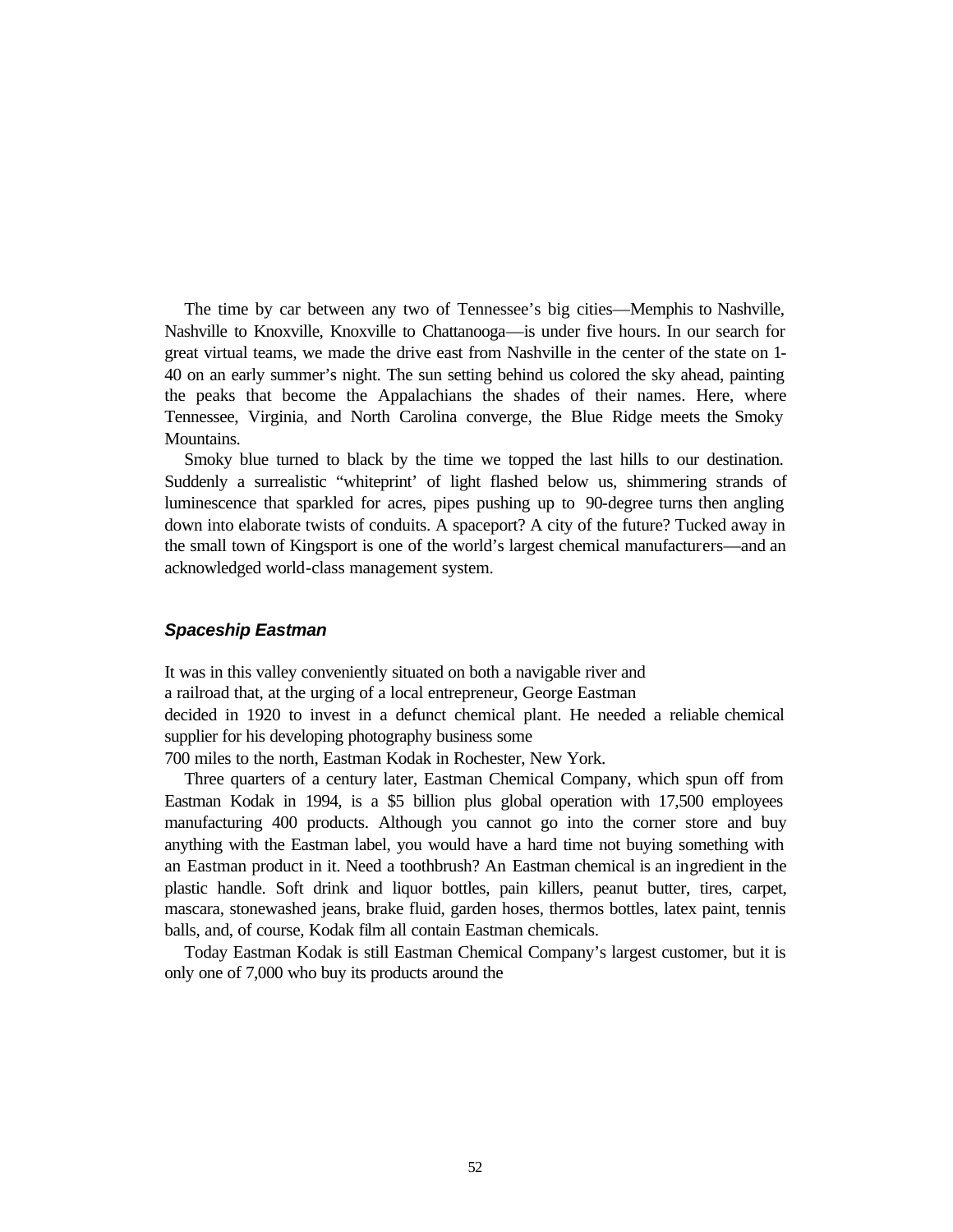The time by car between any two of Tennessee's big cities—Memphis to Nashville, Nashville to Knoxville, Knoxville to Chattanooga—is under five hours. In our search for great virtual teams, we made the drive east from Nashville in the center of the state on 1-40 on an early summer's night. The sun setting behind us colored the sky ahead, painting the peaks that become the Appalachians the shades of their names. Here, where Tennessee, Virginia, and North Carolina converge, the Blue Ridge meets the Smoky Mountains.

Smoky blue turned to black by the time we topped the last hills to our destination. Suddenly a surrealistic "whiteprint' of light flashed below us, shimmering strands of luminescence that sparkled for acres, pipes pushing up to 90-degree turns then angling down into elaborate twists of conduits. A spaceport? A city of the future? Tucked away in the small town of Kingsport is one of the world's largest chemical manufacturers—and an acknowledged world-class management system.

### *Spaceship Eastman*

It was in this valley conveniently situated on both a navigable river and a railroad that, at the urging of a local entrepreneur, George Eastman decided in 1920 to invest in a defunct chemical plant. He needed a reliable chemical supplier for his developing photography business some 700 miles to the north, Eastman Kodak in Rochester, New York.

Three quarters of a century later, Eastman Chemical Company, which spun off from Eastman Kodak in 1994, is a $5 billion plus global operation with 17,500 employees manufacturing 400 products. Although you cannot go into the corner store and buy anything with the Eastman label, you would have a hard time not buying something with an Eastman product in it. Need a toothbrush? An Eastman chemical is an ingredient in the plastic handle. Soft drink and liquor bottles, pain killers, peanut butter, tires, carpet, mascara, stonewashed jeans, brake fluid, garden hoses, thermos bottles, latex paint, tennis balls, and, of course, Kodak film all contain Eastman chemicals.

Today Eastman Kodak is still Eastman Chemical Company's largest customer, but it is only one of 7,000 who buy its products around the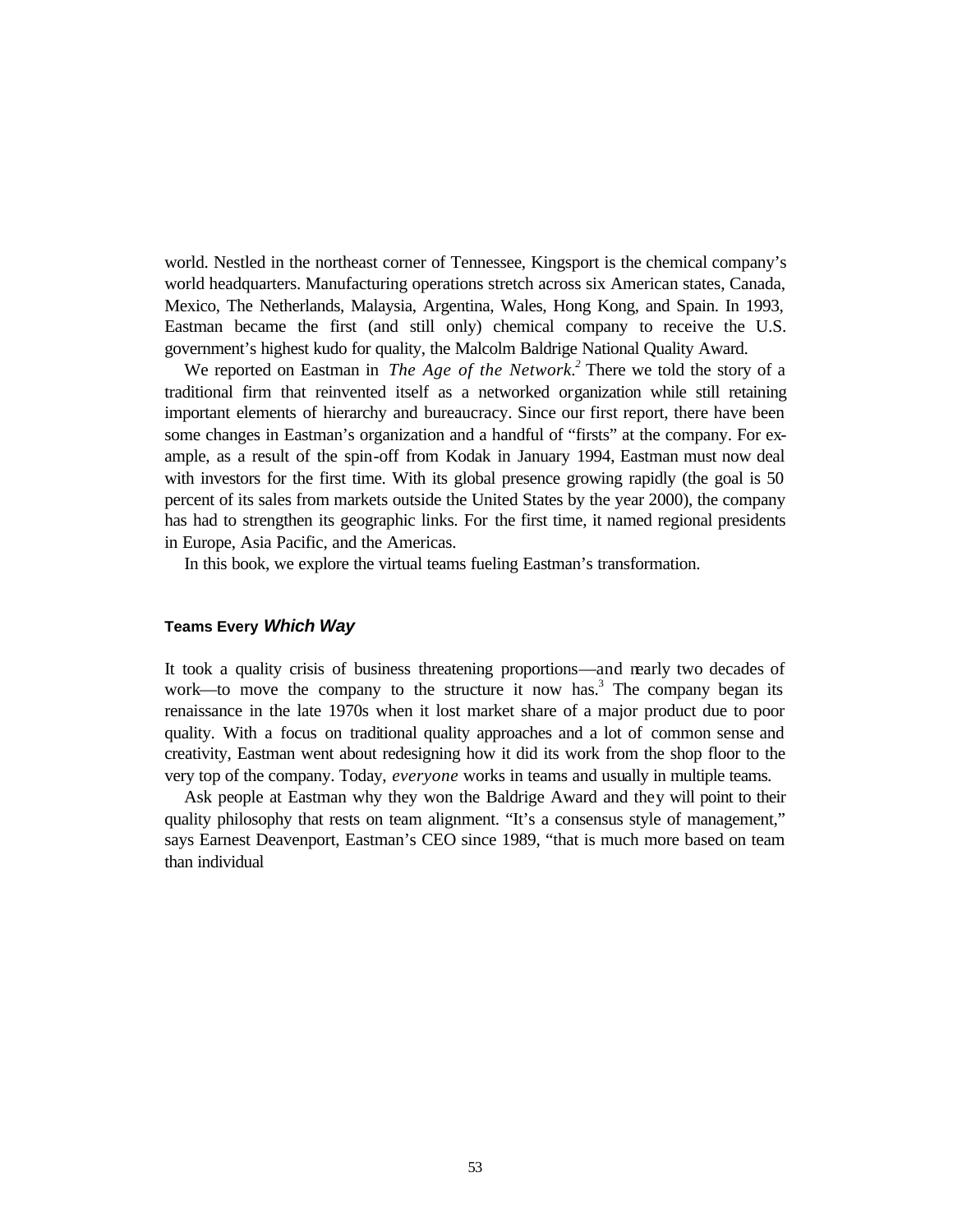world. Nestled in the northeast corner of Tennessee, Kingsport is the chemical company's world headquarters. Manufacturing operations stretch across six American states, Canada, Mexico, The Netherlands, Malaysia, Argentina, Wales, Hong Kong, and Spain. In 1993, Eastman became the first (and still only) chemical company to receive the U.S. government's highest kudo for quality, the Malcolm Baldrige National Quality Award.

We reported on Eastman in *The Age of the Network*.[2] There we told the story of a traditional firm that reinvented itself as a networked organization while still retaining important elements of hierarchy and bureaucracy. Since our first report, there have been some changes in Eastman's organization and a handful of "firsts" at the company. For example, as a result of the spin-off from Kodak in January 1994, Eastman must now deal with investors for the first time. With its global presence growing rapidly (the goal is 50 percent of its sales from markets outside the United States by the year 2000), the company has had to strengthen its geographic links. For the first time, it named regional presidents in Europe, Asia Pacific, and the Americas.

In this book, we explore the virtual teams fueling Eastman's transformation.

### Teams Every *Which Way*

It took a quality crisis of business threatening proportions—and nearly two decades of work—to move the company to the structure it now has.[3] The company began its renaissance in the late 1970s when it lost market share of a major product due to poor quality. With a focus on traditional quality approaches and a lot of common sense and creativity, Eastman went about redesigning how it did its work from the shop floor to the very top of the company. Today, *everyone* works in teams and usually in multiple teams.

Ask people at Eastman why they won the Baldrige Award and they will point to their quality philosophy that rests on team alignment. "It's a consensus style of management," says Earnest Deavenport, Eastman's CEO since 1989, "that is much more based on team than individual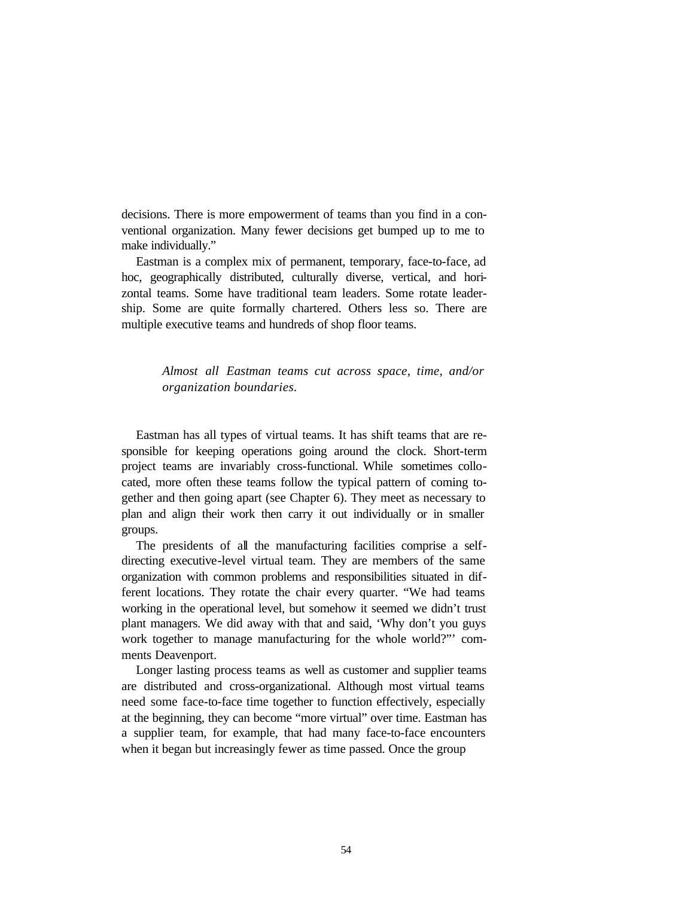decisions. There is more empowerment of teams than you find in a conventional organization. Many fewer decisions get bumped up to me to make individually."

Eastman is a complex mix of permanent, temporary, face-to-face, ad hoc, geographically distributed, culturally diverse, vertical, and horizontal teams. Some have traditional team leaders. Some rotate leadership. Some are quite formally chartered. Others less so. There are multiple executive teams and hundreds of shop floor teams.

> *Almost all Eastman teams cut across space, time, and/or organization boundaries.*

Eastman has all types of virtual teams. It has shift teams that are responsible for keeping operations going around the clock. Short-term project teams are invariably cross-functional. While sometimes collocated, more often these teams follow the typical pattern of coming together and then going apart (see Chapter 6). They meet as necessary to plan and align their work then carry it out individually or in smaller groups.

The presidents of all the manufacturing facilities comprise a self-directing executive-level virtual team. They are members of the same organization with common problems and responsibilities situated in different locations. They rotate the chair every quarter. "We had teams working in the operational level, but somehow it seemed we didn't trust plant managers. We did away with that and said, 'Why don't you guys work together to manage manufacturing for the whole world?"' comments Deavenport.

Longer lasting process teams as well as customer and supplier teams are distributed and cross-organizational. Although most virtual teams need some face-to-face time together to function effectively, especially at the beginning, they can become "more virtual" over time. Eastman has a supplier team, for example, that had many face-to-face encounters when it began but increasingly fewer as time passed. Once the group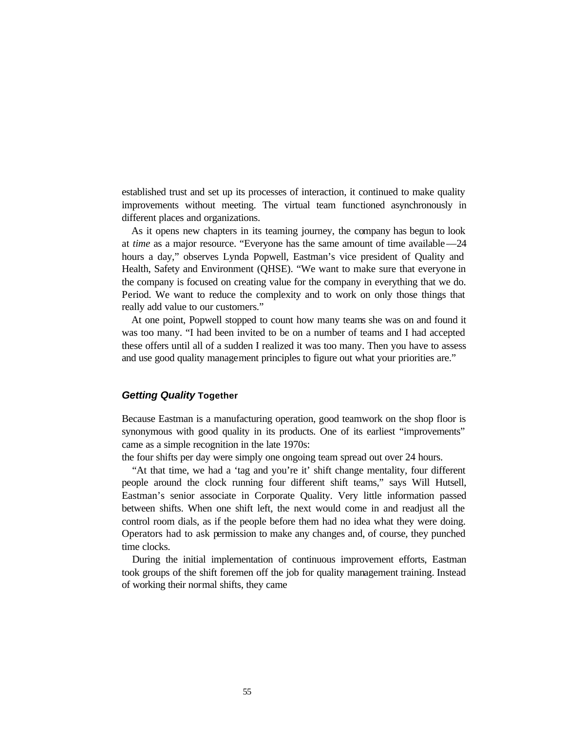established trust and set up its processes of interaction, it continued to make quality improvements without meeting. The virtual team functioned asynchronously in different places and organizations.

As it opens new chapters in its teaming journey, the company has begun to look at *time* as a major resource. "Everyone has the same amount of time available—24 hours a day," observes Lynda Popwell, Eastman's vice president of Quality and Health, Safety and Environment (QHSE). "We want to make sure that everyone in the company is focused on creating value for the company in everything that we do. Period. We want to reduce the complexity and to work on only those things that really add value to our customers."

At one point, Popwell stopped to count how many teams she was on and found it was too many. "I had been invited to be on a number of teams and I had accepted these offers until all of a sudden I realized it was too many. Then you have to assess and use good quality management principles to figure out what your priorities are."

### *Getting Quality* Together

Because Eastman is a manufacturing operation, good teamwork on the shop floor is synonymous with good quality in its products. One of its earliest "improvements" came as a simple recognition in the late 1970s:

the four shifts per day were simply one ongoing team spread out over 24 hours.

"At that time, we had a 'tag and you're it' shift change mentality, four different people around the clock running four different shift teams," says Will Hutsell, Eastman's senior associate in Corporate Quality. Very little information passed between shifts. When one shift left, the next would come in and readjust all the control room dials, as if the people before them had no idea what they were doing. Operators had to ask permission to make any changes and, of course, they punched time clocks.

During the initial implementation of continuous improvement efforts, Eastman took groups of the shift foremen off the job for quality management training. Instead of working their normal shifts, they came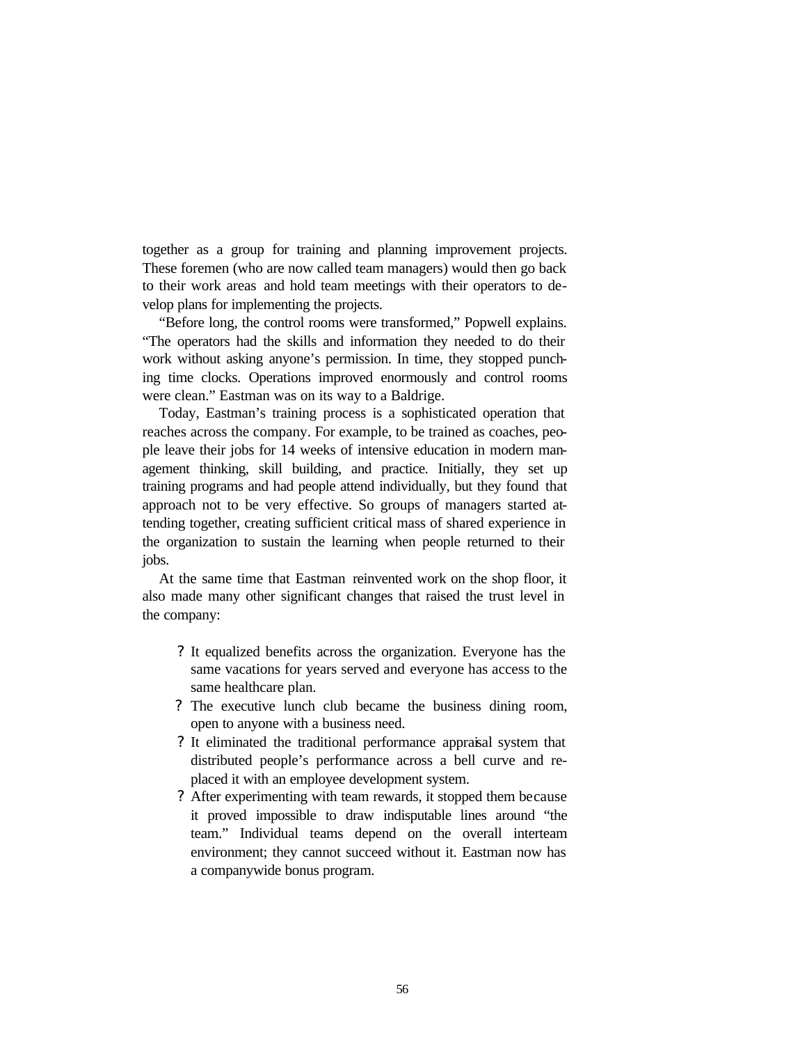together as a group for training and planning improvement projects. These foremen (who are now called team managers) would then go back to their work areas and hold team meetings with their operators to develop plans for implementing the projects.

"Before long, the control rooms were transformed," Popwell explains. "The operators had the skills and information they needed to do their work without asking anyone's permission. In time, they stopped punching time clocks. Operations improved enormously and control rooms were clean." Eastman was on its way to a Baldrige.

Today, Eastman's training process is a sophisticated operation that reaches across the company. For example, to be trained as coaches, people leave their jobs for 14 weeks of intensive education in modern management thinking, skill building, and practice. Initially, they set up training programs and had people attend individually, but they found that approach not to be very effective. So groups of managers started attending together, creating sufficient critical mass of shared experience in the organization to sustain the learning when people returned to their jobs.

At the same time that Eastman reinvented work on the shop floor, it also made many other significant changes that raised the trust level in the company:

- It equalized benefits across the organization. Everyone has the same vacations for years served and everyone has access to the same healthcare plan.
- The executive lunch club became the business dining room, open to anyone with a business need.
- It eliminated the traditional performance appraisal system that distributed people's performance across a bell curve and replaced it with an employee development system.
- After experimenting with team rewards, it stopped them because it proved impossible to draw indisputable lines around "the team." Individual teams depend on the overall interteam environment; they cannot succeed without it. Eastman now has a companywide bonus program.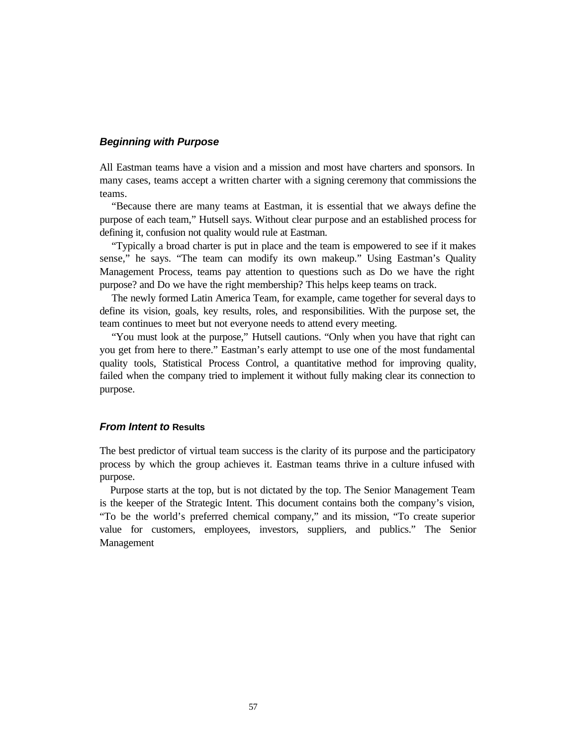### *Beginning with Purpose*

All Eastman teams have a vision and a mission and most have charters and sponsors. In many cases, teams accept a written charter with a signing ceremony that commissions the teams.

"Because there are many teams at Eastman, it is essential that we always define the purpose of each team," Hutsell says. Without clear purpose and an established process for defining it, confusion not quality would rule at Eastman.

"Typically a broad charter is put in place and the team is empowered to see if it makes sense," he says. "The team can modify its own makeup." Using Eastman's Quality Management Process, teams pay attention to questions such as Do we have the right purpose? and Do we have the right membership? This helps keep teams on track.

The newly formed Latin America Team, for example, came together for several days to define its vision, goals, key results, roles, and responsibilities. With the purpose set, the team continues to meet but not everyone needs to attend every meeting.

"You must look at the purpose," Hutsell cautions. "Only when you have that right can you get from here to there." Eastman's early attempt to use one of the most fundamental quality tools, Statistical Process Control, a quantitative method for improving quality, failed when the company tried to implement it without fully making clear its connection to purpose.

### *From Intent to* Results

The best predictor of virtual team success is the clarity of its purpose and the participatory process by which the group achieves it. Eastman teams thrive in a culture infused with purpose.

Purpose starts at the top, but is not dictated by the top. The Senior Management Team is the keeper of the Strategic Intent. This document contains both the company's vision, "To be the world's preferred chemical company," and its mission, "To create superior value for customers, employees, investors, suppliers, and publics." The Senior Management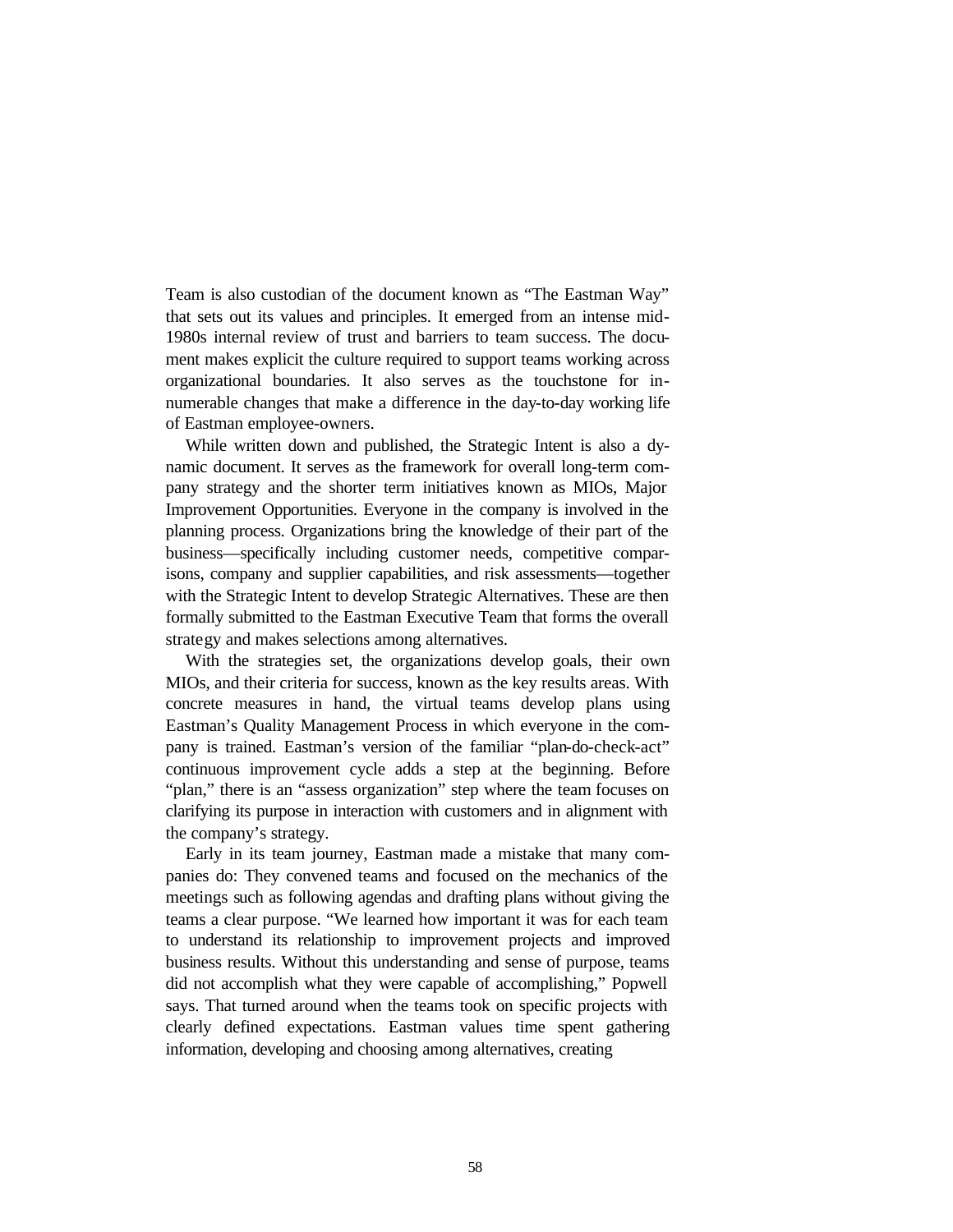Team is also custodian of the document known as "The Eastman Way" that sets out its values and principles. It emerged from an intense mid-1980s internal review of trust and barriers to team success. The document makes explicit the culture required to support teams working across organizational boundaries. It also serves as the touchstone for innumerable changes that make a difference in the day-to-day working life of Eastman employee-owners.

While written down and published, the Strategic Intent is also a dynamic document. It serves as the framework for overall long-term company strategy and the shorter term initiatives known as MIOs, Major Improvement Opportunities. Everyone in the company is involved in the planning process. Organizations bring the knowledge of their part of the business—specifically including customer needs, competitive comparisons, company and supplier capabilities, and risk assessments—together with the Strategic Intent to develop Strategic Alternatives. These are then formally submitted to the Eastman Executive Team that forms the overall strategy and makes selections among alternatives.

With the strategies set, the organizations develop goals, their own MIOs, and their criteria for success, known as the key results areas. With concrete measures in hand, the virtual teams develop plans using Eastman's Quality Management Process in which everyone in the company is trained. Eastman's version of the familiar "plan-do-check-act" continuous improvement cycle adds a step at the beginning. Before "plan," there is an "assess organization" step where the team focuses on clarifying its purpose in interaction with customers and in alignment with the company's strategy.

Early in its team journey, Eastman made a mistake that many companies do: They convened teams and focused on the mechanics of the meetings such as following agendas and drafting plans without giving the teams a clear purpose. "We learned how important it was for each team to understand its relationship to improvement projects and improved business results. Without this understanding and sense of purpose, teams did not accomplish what they were capable of accomplishing," Popwell says. That turned around when the teams took on specific projects with clearly defined expectations. Eastman values time spent gathering information, developing and choosing among alternatives, creating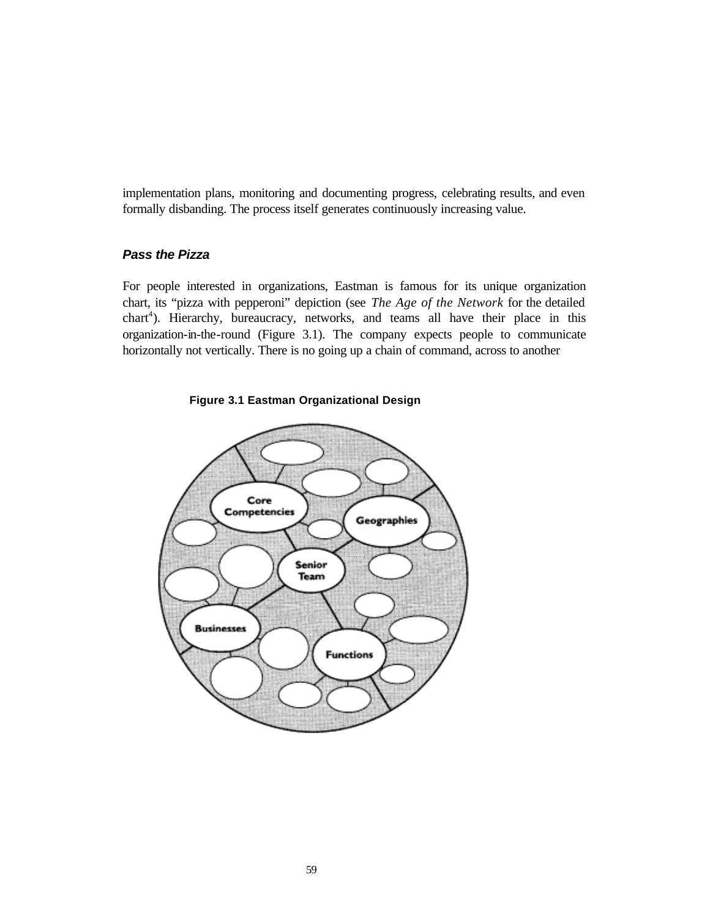implementation plans, monitoring and documenting progress, celebrating results, and even formally disbanding. The process itself generates continuously increasing value.

### *Pass the Pizza*

For people interested in organizations, Eastman is famous for its unique organization chart, its "pizza with pepperoni" depiction (see *The Age of the Network* for the detailed chart[4]). Hierarchy, bureaucracy, networks, and teams all have their place in this organization-in-the-round (Figure 3.1). The company expects people to communicate horizontally not vertically. There is no going up a chain of command, across to another

**Figure 3.1 Eastman Organizational Design**

Core Competencies

Geographies

Senior Team

Businesses

Functions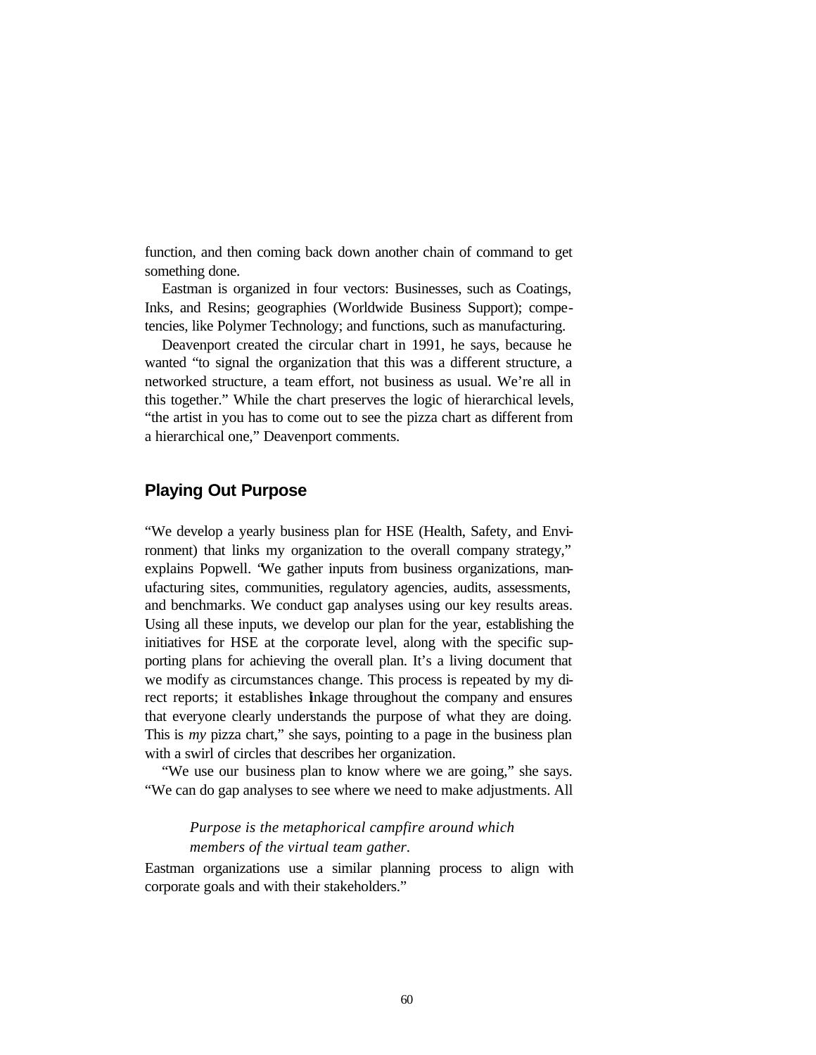function, and then coming back down another chain of command to get something done.

Eastman is organized in four vectors: Businesses, such as Coatings, Inks, and Resins; geographies (Worldwide Business Support); competencies, like Polymer Technology; and functions, such as manufacturing.

Deavenport created the circular chart in 1991, he says, because he wanted "to signal the organization that this was a different structure, a networked structure, a team effort, not business as usual. We're all in this together." While the chart preserves the logic of hierarchical levels, "the artist in you has to come out to see the pizza chart as different from a hierarchical one," Deavenport comments.

## Playing Out Purpose

"We develop a yearly business plan for HSE (Health, Safety, and Environment) that links my organization to the overall company strategy," explains Popwell. "We gather inputs from business organizations, manufacturing sites, communities, regulatory agencies, audits, assessments, and benchmarks. We conduct gap analyses using our key results areas. Using all these inputs, we develop our plan for the year, establishing the initiatives for HSE at the corporate level, along with the specific supporting plans for achieving the overall plan. It's a living document that we modify as circumstances change. This process is repeated by my direct reports; it establishes linkage throughout the company and ensures that everyone clearly understands the purpose of what they are doing. This is *my* pizza chart," she says, pointing to a page in the business plan with a swirl of circles that describes her organization.

"We use our business plan to know where we are going," she says. "We can do gap analyses to see where we need to make adjustments. All Eastman organizations use a similar planning process to align with corporate goals and with their stakeholders."

*Purpose is the metaphorical campfire around which members of the virtual team gather.*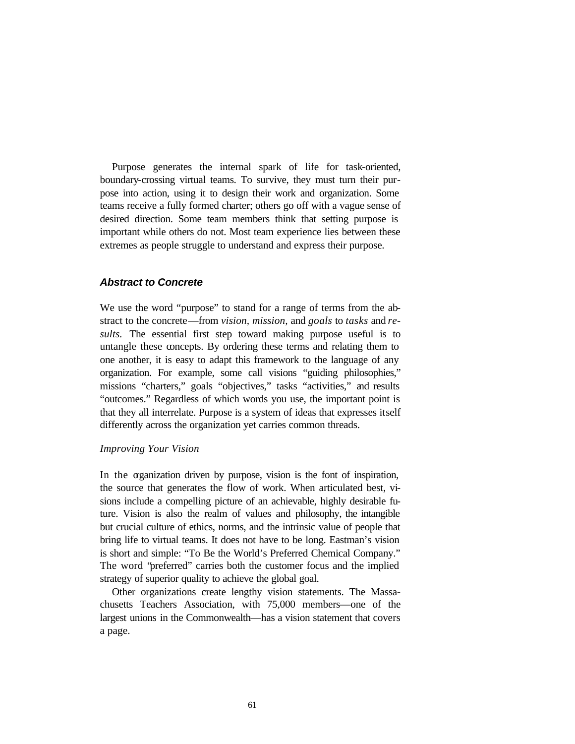Purpose generates the internal spark of life for task-oriented, boundary-crossing virtual teams. To survive, they must turn their purpose into action, using it to design their work and organization. Some teams receive a fully formed charter; others go off with a vague sense of desired direction. Some team members think that setting purpose is important while others do not. Most team experience lies between these extremes as people struggle to understand and express their purpose.

### Abstract to Concrete

We use the word "purpose" to stand for a range of terms from the abstract to the concrete—from *vision, mission,* and *goals* to *tasks* and *results.* The essential first step toward making purpose useful is to untangle these concepts. By ordering these terms and relating them to one another, it is easy to adapt this framework to the language of any organization. For example, some call visions "guiding philosophies," missions "charters," goals "objectives," tasks "activities," and results "outcomes." Regardless of which words you use, the important point is that they all interrelate. Purpose is a system of ideas that expresses itself differently across the organization yet carries common threads.

#### *Improving Your Vision*

In the organization driven by purpose, vision is the font of inspiration, the source that generates the flow of work. When articulated best, visions include a compelling picture of an achievable, highly desirable future. Vision is also the realm of values and philosophy, the intangible but crucial culture of ethics, norms, and the intrinsic value of people that bring life to virtual teams. It does not have to be long. Eastman's vision is short and simple: "To Be the World's Preferred Chemical Company." The word "preferred" carries both the customer focus and the implied strategy of superior quality to achieve the global goal.

Other organizations create lengthy vision statements. The Massachusetts Teachers Association, with 75,000 members—one of the largest unions in the Commonwealth—has a vision statement that covers a page.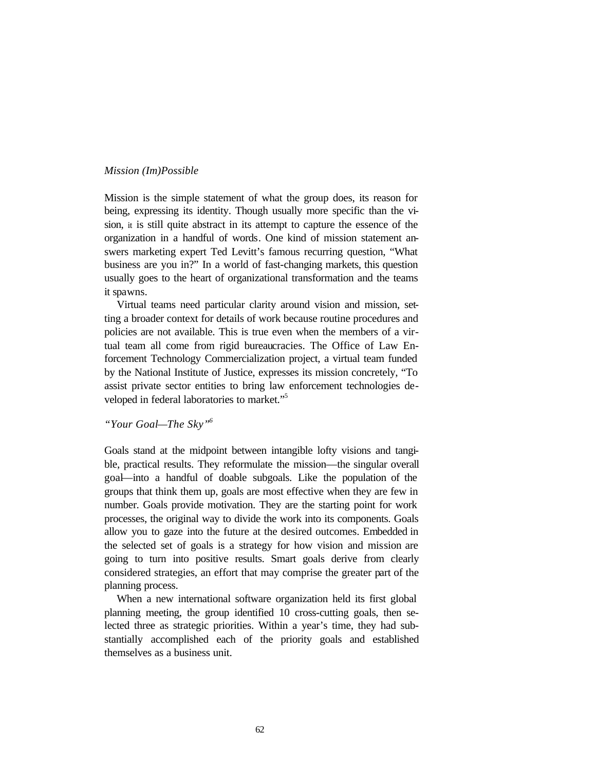### *Mission (Im)Possible*

Mission is the simple statement of what the group does, its reason for being, expressing its identity. Though usually more specific than the vision, it is still quite abstract in its attempt to capture the essence of the organization in a handful of words. One kind of mission statement answers marketing expert Ted Levitt's famous recurring question, "What business are you in?" In a world of fast-changing markets, this question usually goes to the heart of organizational transformation and the teams it spawns.

Virtual teams need particular clarity around vision and mission, setting a broader context for details of work because routine procedures and policies are not available. This is true even when the members of a virtual team all come from rigid bureaucracies. The Office of Law Enforcement Technology Commercialization project, a virtual team funded by the National Institute of Justice, expresses its mission concretely, "To assist private sector entities to bring law enforcement technologies developed in federal laboratories to market."[5]

### *"Your Goal—The Sky"*[6]

Goals stand at the midpoint between intangible lofty visions and tangible, practical results. They reformulate the mission—the singular overall goal—into a handful of doable subgoals. Like the population of the groups that think them up, goals are most effective when they are few in number. Goals provide motivation. They are the starting point for work processes, the original way to divide the work into its components. Goals allow you to gaze into the future at the desired outcomes. Embedded in the selected set of goals is a strategy for how vision and mission are going to turn into positive results. Smart goals derive from clearly considered strategies, an effort that may comprise the greater part of the planning process.

When a new international software organization held its first global planning meeting, the group identified 10 cross-cutting goals, then selected three as strategic priorities. Within a year's time, they had substantially accomplished each of the priority goals and established themselves as a business unit.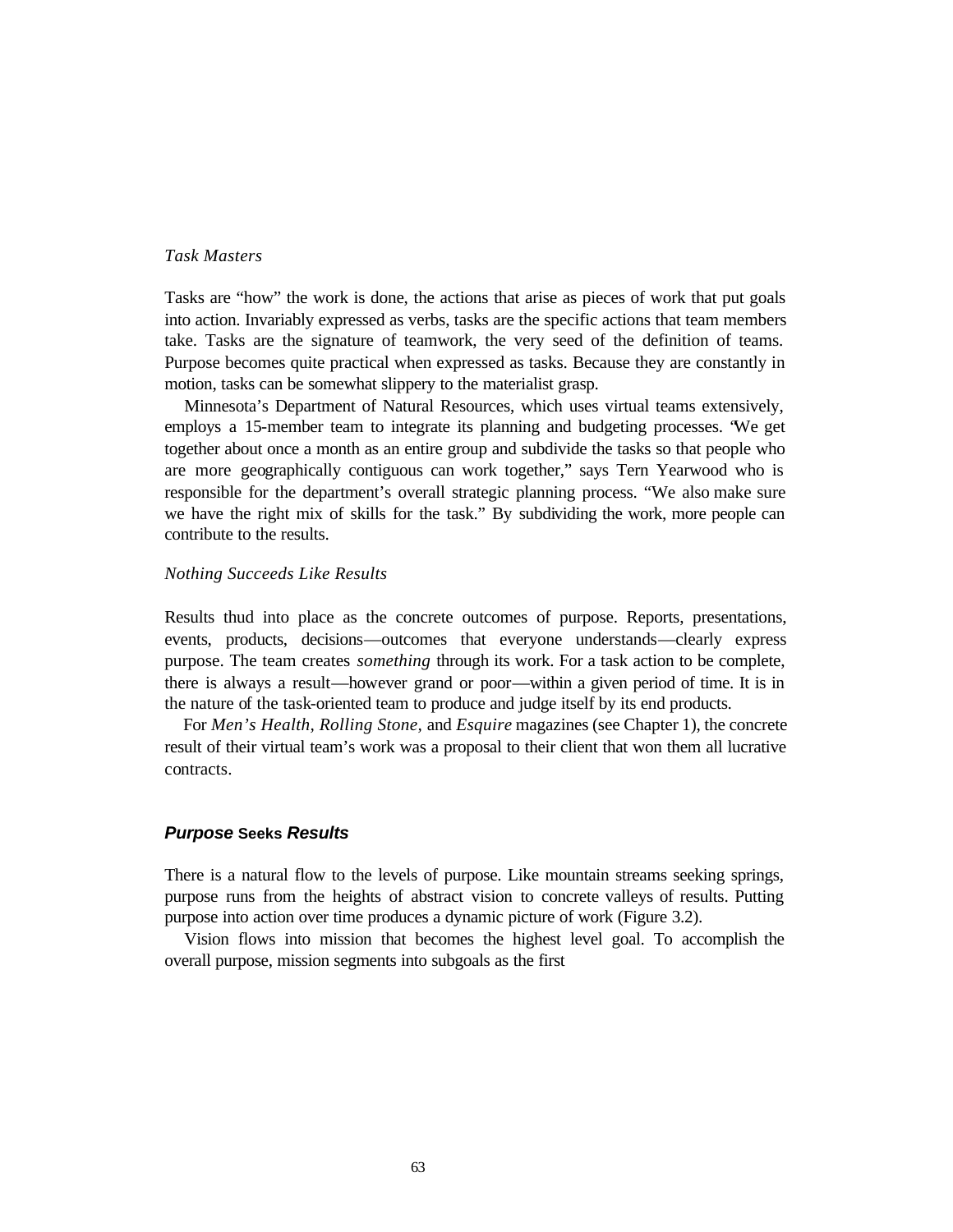### *Task Masters*

Tasks are "how" the work is done, the actions that arise as pieces of work that put goals into action. Invariably expressed as verbs, tasks are the specific actions that team members take. Tasks are the signature of teamwork, the very seed of the definition of teams. Purpose becomes quite practical when expressed as tasks. Because they are constantly in motion, tasks can be somewhat slippery to the materialist grasp.

Minnesota's Department of Natural Resources, which uses virtual teams extensively, employs a 15-member team to integrate its planning and budgeting processes. "We get together about once a month as an entire group and subdivide the tasks so that people who are more geographically contiguous can work together," says Tern Yearwood who is responsible for the department's overall strategic planning process. "We also make sure we have the right mix of skills for the task." By subdividing the work, more people can contribute to the results.

### *Nothing Succeeds Like Results*

Results thud into place as the concrete outcomes of purpose. Reports, presentations, events, products, decisions—outcomes that everyone understands—clearly express purpose. The team creates *something* through its work. For a task action to be complete, there is always a result—however grand or poor—within a given period of time. It is in the nature of the task-oriented team to produce and judge itself by its end products.

For *Men's Health*, *Rolling Stone,* and *Esquire* magazines (see Chapter 1), the concrete result of their virtual team's work was a proposal to their client that won them all lucrative contracts.

## ***Purpose* Seeks *Results***

There is a natural flow to the levels of purpose. Like mountain streams seeking springs, purpose runs from the heights of abstract vision to concrete valleys of results. Putting purpose into action over time produces a dynamic picture of work (Figure 3.2).

Vision flows into mission that becomes the highest level goal. To accomplish the overall purpose, mission segments into subgoals as the first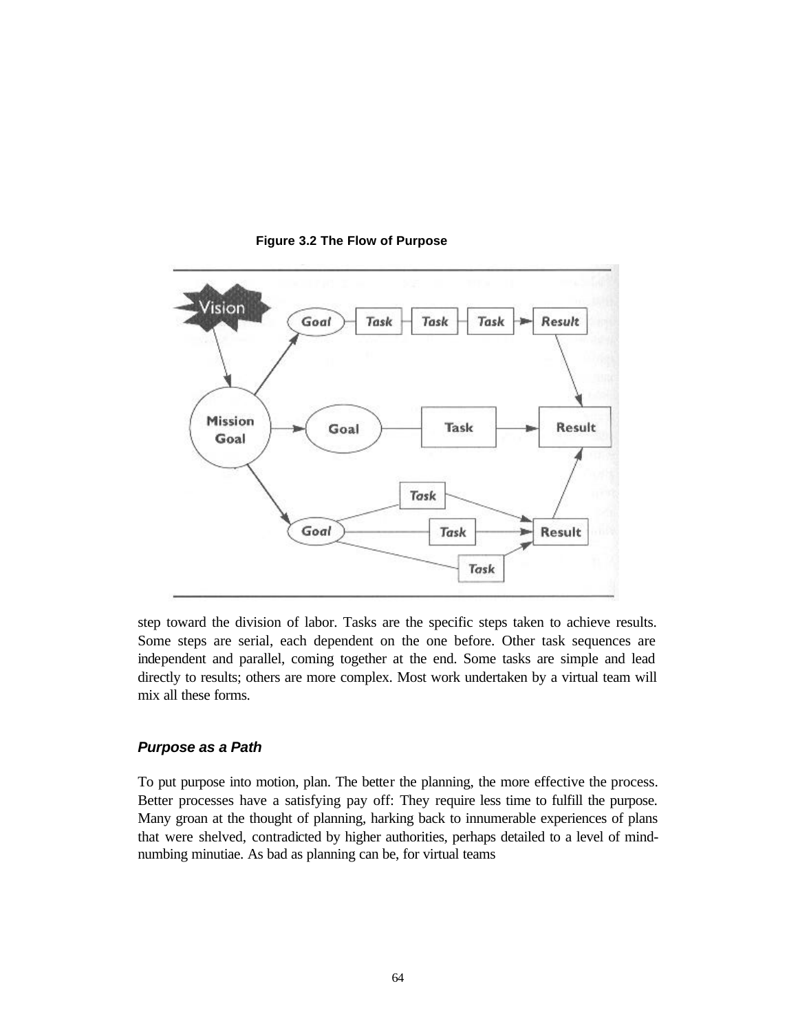**Figure 3.2 The Flow of Purpose**

Vision

Goal Task Task Task Result

Mission Goal

Goal Task Result

Task

Goal Task Result

Task

step toward the division of labor. Tasks are the specific steps taken to achieve results. Some steps are serial, each dependent on the one before. Other task sequences are independent and parallel, coming together at the end. Some tasks are simple and lead directly to results; others are more complex. Most work undertaken by a virtual team will mix all these forms.

### *Purpose as a Path*

To put purpose into motion, plan. The better the planning, the more effective the process. Better processes have a satisfying pay off: They require less time to fulfill the purpose. Many groan at the thought of planning, harking back to innumerable experiences of plans that were shelved, contradicted by higher authorities, perhaps detailed to a level of mind-numbing minutiae. As bad as planning can be, for virtual teams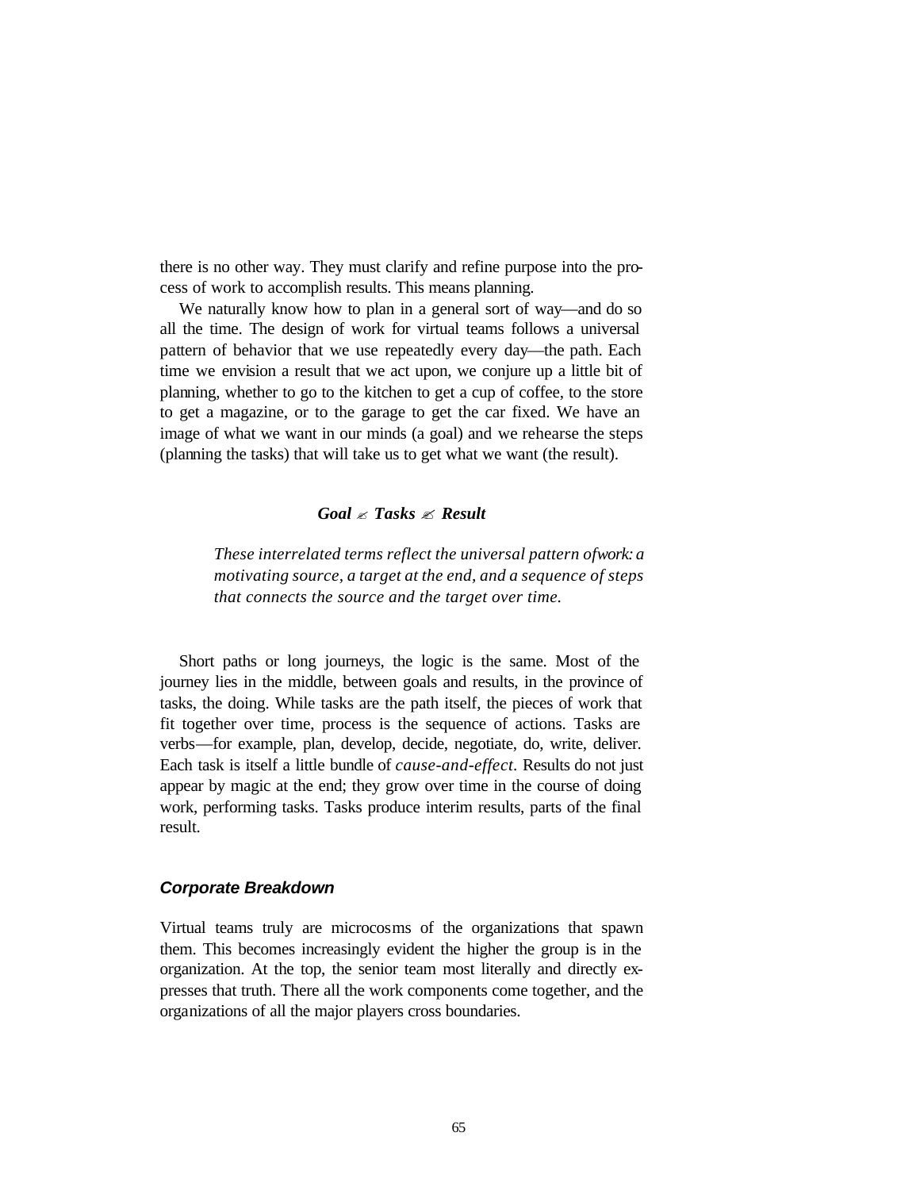there is no other way. They must clarify and refine purpose into the process of work to accomplish results. This means planning.

We naturally know how to plan in a general sort of way—and do so all the time. The design of work for virtual teams follows a universal pattern of behavior that we use repeatedly every day—the path. Each time we envision a result that we act upon, we conjure up a little bit of planning, whether to go to the kitchen to get a cup of coffee, to the store to get a magazine, or to the garage to get the car fixed. We have an image of what we want in our minds (a goal) and we rehearse the steps (planning the tasks) that will take us to get what we want (the result).

***Goal ✍ Tasks ✍ Result***

*These interrelated terms reflect the universal pattern ofwork: a motivating source, a target at the end, and a sequence of steps that connects the source and the target over time.*

Short paths or long journeys, the logic is the same. Most of the journey lies in the middle, between goals and results, in the province of tasks, the doing. While tasks are the path itself, the pieces of work that fit together over time, process is the sequence of actions. Tasks are verbs—for example, plan, develop, decide, negotiate, do, write, deliver. Each task is itself a little bundle of *cause-and-effect*. Results do not just appear by magic at the end; they grow over time in the course of doing work, performing tasks. Tasks produce interim results, parts of the final result.

### *Corporate Breakdown*

Virtual teams truly are microcosms of the organizations that spawn them. This becomes increasingly evident the higher the group is in the organization. At the top, the senior team most literally and directly expresses that truth. There all the work components come together, and the organizations of all the major players cross boundaries.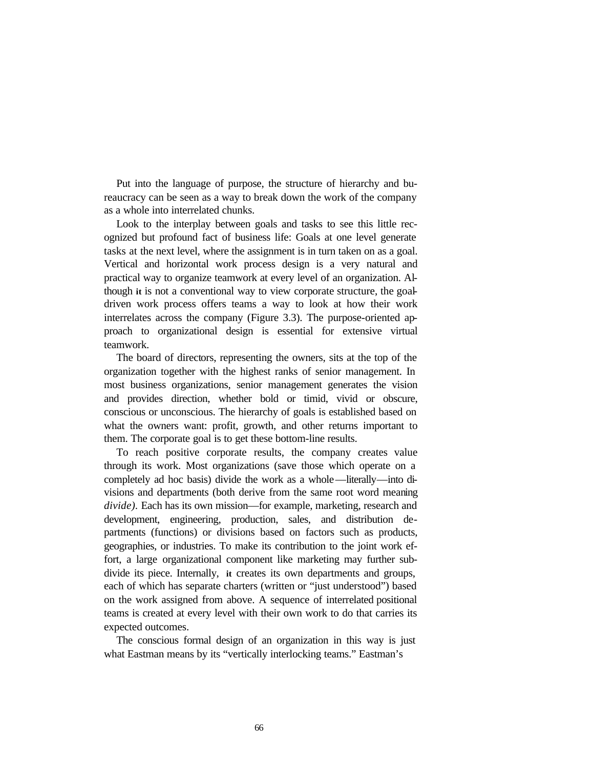Put into the language of purpose, the structure of hierarchy and bureaucracy can be seen as a way to break down the work of the company as a whole into interrelated chunks.

Look to the interplay between goals and tasks to see this little recognized but profound fact of business life: Goals at one level generate tasks at the next level, where the assignment is in turn taken on as a goal. Vertical and horizontal work process design is a very natural and practical way to organize teamwork at every level of an organization. Although it is not a conventional way to view corporate structure, the goal-driven work process offers teams a way to look at how their work interrelates across the company (Figure 3.3). The purpose-oriented approach to organizational design is essential for extensive virtual teamwork.

The board of directors, representing the owners, sits at the top of the organization together with the highest ranks of senior management. In most business organizations, senior management generates the vision and provides direction, whether bold or timid, vivid or obscure, conscious or unconscious. The hierarchy of goals is established based on what the owners want: profit, growth, and other returns important to them. The corporate goal is to get these bottom-line results.

To reach positive corporate results, the company creates value through its work. Most organizations (save those which operate on a completely ad hoc basis) divide the work as a whole—literally—into divisions and departments (both derive from the same root word meaning *divide)*. Each has its own mission—for example, marketing, research and development, engineering, production, sales, and distribution departments (functions) or divisions based on factors such as products, geographies, or industries. To make its contribution to the joint work effort, a large organizational component like marketing may further subdivide its piece. Internally, it creates its own departments and groups, each of which has separate charters (written or "just understood") based on the work assigned from above. A sequence of interrelated positional teams is created at every level with their own work to do that carries its expected outcomes.

The conscious formal design of an organization in this way is just what Eastman means by its "vertically interlocking teams." Eastman's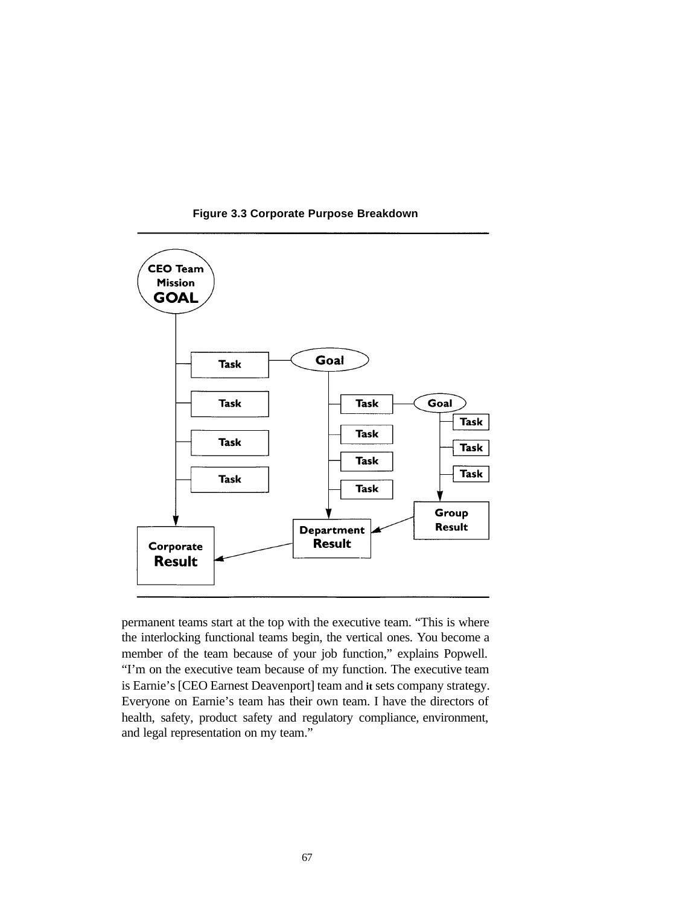**Figure 3.3 Corporate Purpose Breakdown**

CEO Team
Mission
GOAL

Task
Task
Task
Task

Goal

Task
Task
Task
Task

Goal

Task
Task
Task

Group
Result

Department
Result

Corporate
Result

permanent teams start at the top with the executive team. “This is where the interlocking functional teams begin, the vertical ones. You become a member of the team because of your job function,” explains Popwell. “I’m on the executive team because of my function. The executive team is Earnie’s [CEO Earnest Deavenport] team and it sets company strategy. Everyone on Earnie’s team has their own team. I have the directors of health, safety, product safety and regulatory compliance, environment, and legal representation on my team.”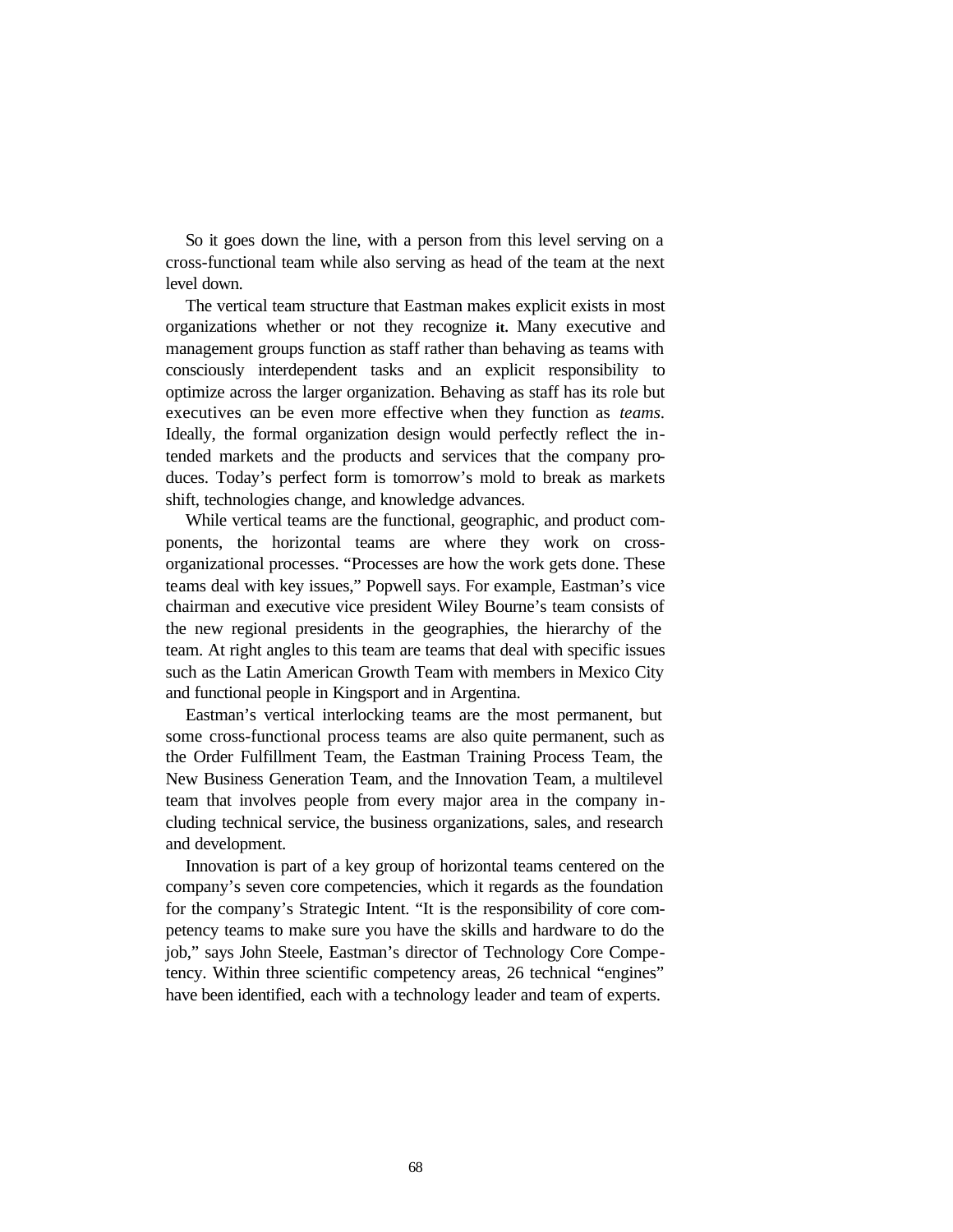So it goes down the line, with a person from this level serving on a cross-functional team while also serving as head of the team at the next level down.

The vertical team structure that Eastman makes explicit exists in most organizations whether or not they recognize it. Many executive and management groups function as staff rather than behaving as teams with consciously interdependent tasks and an explicit responsibility to optimize across the larger organization. Behaving as staff has its role but executives can be even more effective when they function as *teams*. Ideally, the formal organization design would perfectly reflect the intended markets and the products and services that the company produces. Today's perfect form is tomorrow's mold to break as markets shift, technologies change, and knowledge advances.

While vertical teams are the functional, geographic, and product components, the horizontal teams are where they work on cross-organizational processes. "Processes are how the work gets done. These teams deal with key issues," Popwell says. For example, Eastman's vice chairman and executive vice president Wiley Bourne's team consists of the new regional presidents in the geographies, the hierarchy of the team. At right angles to this team are teams that deal with specific issues such as the Latin American Growth Team with members in Mexico City and functional people in Kingsport and in Argentina.

Eastman's vertical interlocking teams are the most permanent, but some cross-functional process teams are also quite permanent, such as the Order Fulfillment Team, the Eastman Training Process Team, the New Business Generation Team, and the Innovation Team, a multilevel team that involves people from every major area in the company including technical service, the business organizations, sales, and research and development.

Innovation is part of a key group of horizontal teams centered on the company's seven core competencies, which it regards as the foundation for the company's Strategic Intent. "It is the responsibility of core competency teams to make sure you have the skills and hardware to do the job," says John Steele, Eastman's director of Technology Core Competency. Within three scientific competency areas, 26 technical "engines" have been identified, each with a technology leader and team of experts.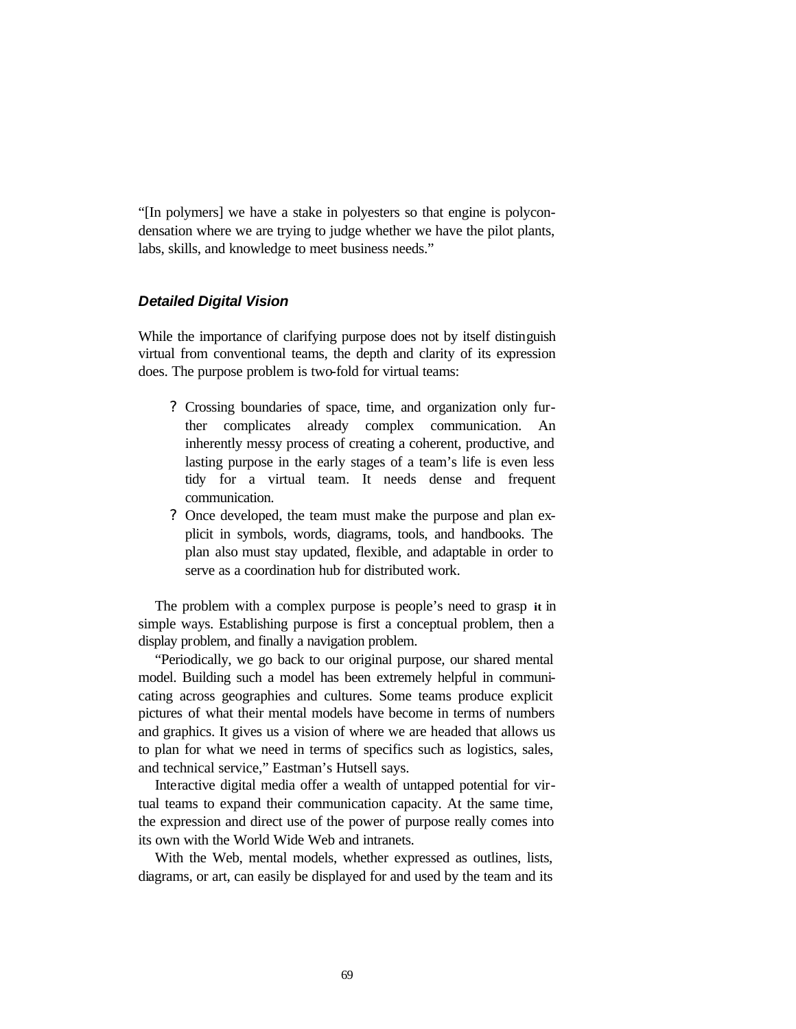"[In polymers] we have a stake in polyesters so that engine is polycondensation where we are trying to judge whether we have the pilot plants, labs, skills, and knowledge to meet business needs."

### *Detailed Digital Vision*

While the importance of clarifying purpose does not by itself distinguish virtual from conventional teams, the depth and clarity of its expression does. The purpose problem is two-fold for virtual teams:

- Crossing boundaries of space, time, and organization only further complicates already complex communication. An inherently messy process of creating a coherent, productive, and lasting purpose in the early stages of a team's life is even less tidy for a virtual team. It needs dense and frequent communication.
- Once developed, the team must make the purpose and plan explicit in symbols, words, diagrams, tools, and handbooks. The plan also must stay updated, flexible, and adaptable in order to serve as a coordination hub for distributed work.

The problem with a complex purpose is people's need to grasp it in simple ways. Establishing purpose is first a conceptual problem, then a display problem, and finally a navigation problem.

"Periodically, we go back to our original purpose, our shared mental model. Building such a model has been extremely helpful in communicating across geographies and cultures. Some teams produce explicit pictures of what their mental models have become in terms of numbers and graphics. It gives us a vision of where we are headed that allows us to plan for what we need in terms of specifics such as logistics, sales, and technical service," Eastman's Hutsell says.

Interactive digital media offer a wealth of untapped potential for virtual teams to expand their communication capacity. At the same time, the expression and direct use of the power of purpose really comes into its own with the World Wide Web and intranets.

With the Web, mental models, whether expressed as outlines, lists, diagrams, or art, can easily be displayed for and used by the team and its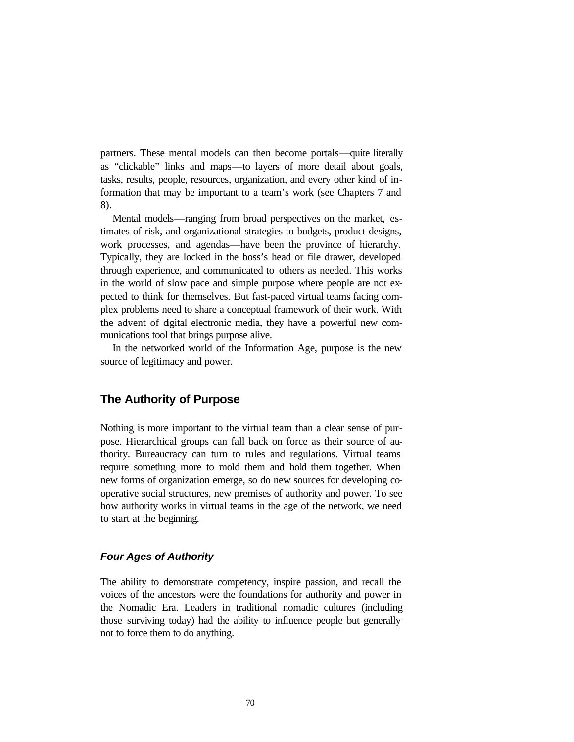partners. These mental models can then become portals—quite literally as "clickable" links and maps—to layers of more detail about goals, tasks, results, people, resources, organization, and every other kind of information that may be important to a team's work (see Chapters 7 and 8).

Mental models—ranging from broad perspectives on the market, estimates of risk, and organizational strategies to budgets, product designs, work processes, and agendas—have been the province of hierarchy. Typically, they are locked in the boss's head or file drawer, developed through experience, and communicated to others as needed. This works in the world of slow pace and simple purpose where people are not expected to think for themselves. But fast-paced virtual teams facing complex problems need to share a conceptual framework of their work. With the advent of digital electronic media, they have a powerful new communications tool that brings purpose alive.

In the networked world of the Information Age, purpose is the new source of legitimacy and power.

## The Authority of Purpose

Nothing is more important to the virtual team than a clear sense of purpose. Hierarchical groups can fall back on force as their source of authority. Bureaucracy can turn to rules and regulations. Virtual teams require something more to mold them and hold them together. When new forms of organization emerge, so do new sources for developing cooperative social structures, new premises of authority and power. To see how authority works in virtual teams in the age of the network, we need to start at the beginning.

### *Four Ages of Authority*

The ability to demonstrate competency, inspire passion, and recall the voices of the ancestors were the foundations for authority and power in the Nomadic Era. Leaders in traditional nomadic cultures (including those surviving today) had the ability to influence people but generally not to force them to do anything.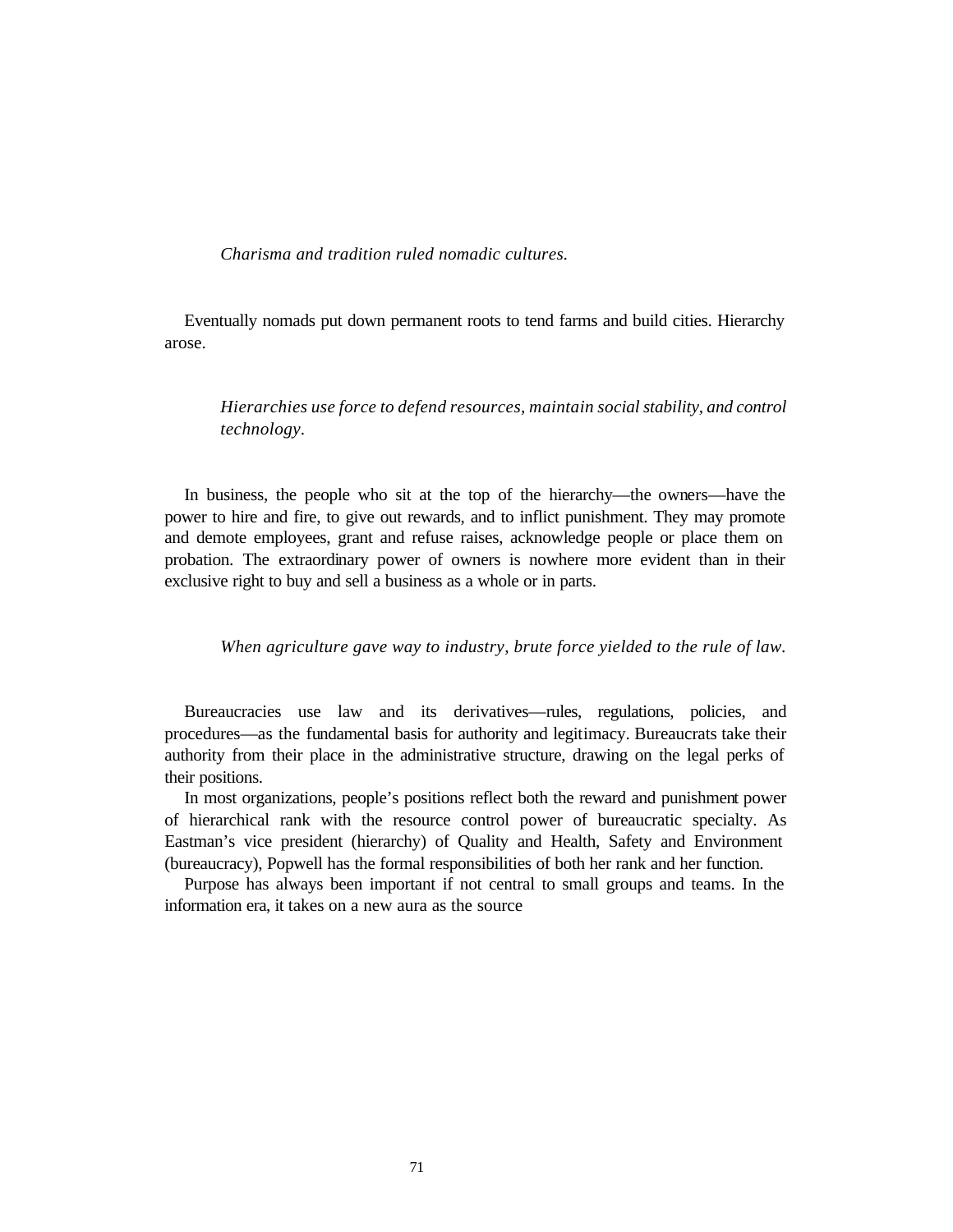*Charisma and tradition ruled nomadic cultures.*

Eventually nomads put down permanent roots to tend farms and build cities. Hierarchy arose.

*Hierarchies use force to defend resources, maintain social stability, and control technology.*

In business, the people who sit at the top of the hierarchy—the owners—have the power to hire and fire, to give out rewards, and to inflict punishment. They may promote and demote employees, grant and refuse raises, acknowledge people or place them on probation. The extraordinary power of owners is nowhere more evident than in their exclusive right to buy and sell a business as a whole or in parts.

*When agriculture gave way to industry, brute force yielded to the rule of law.*

Bureaucracies use law and its derivatives—rules, regulations, policies, and procedures—as the fundamental basis for authority and legitimacy. Bureaucrats take their authority from their place in the administrative structure, drawing on the legal perks of their positions.

In most organizations, people's positions reflect both the reward and punishment power of hierarchical rank with the resource control power of bureaucratic specialty. As Eastman's vice president (hierarchy) of Quality and Health, Safety and Environment (bureaucracy), Popwell has the formal responsibilities of both her rank and her function.

Purpose has always been important if not central to small groups and teams. In the information era, it takes on a new aura as the source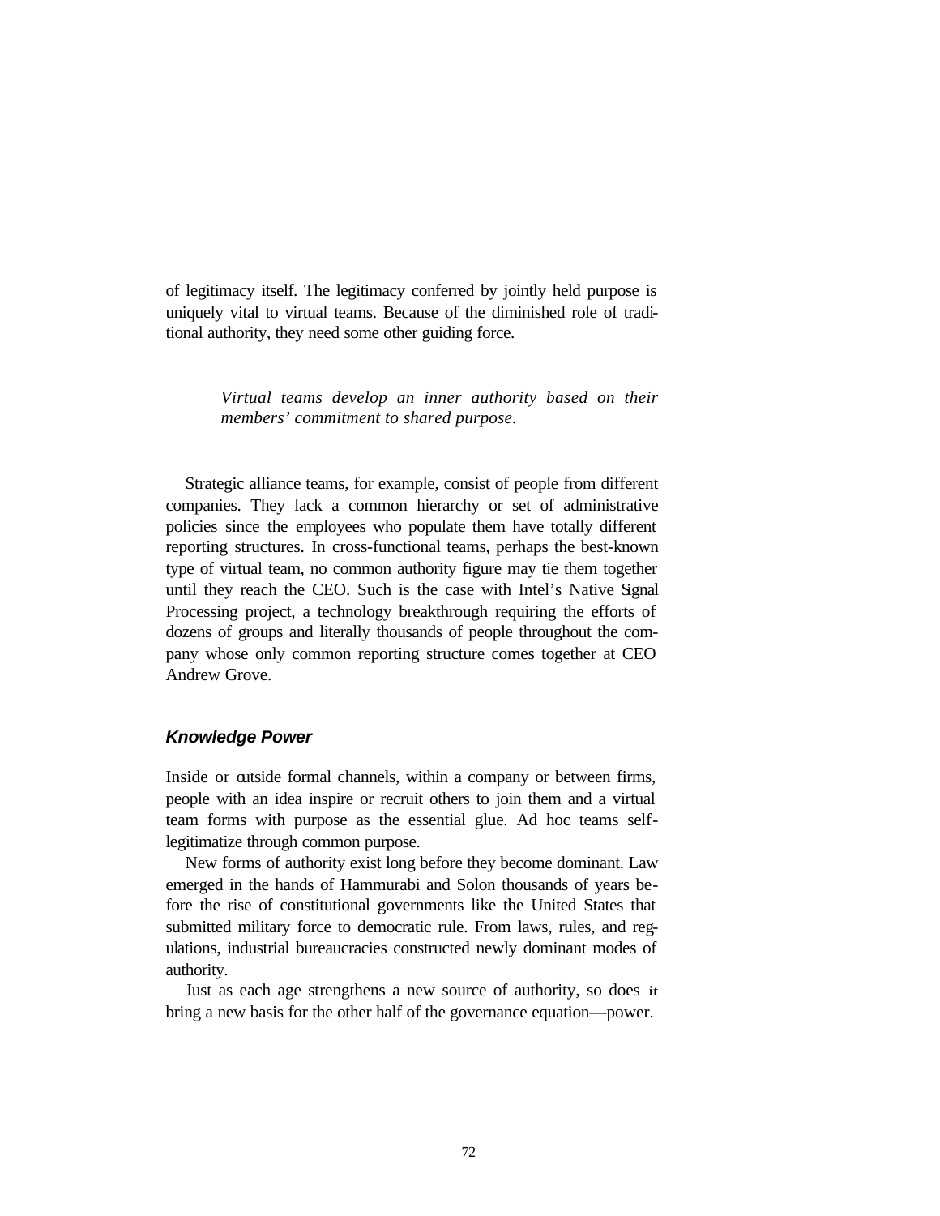of legitimacy itself. The legitimacy conferred by jointly held purpose is uniquely vital to virtual teams. Because of the diminished role of traditional authority, they need some other guiding force.

> *Virtual teams develop an inner authority based on their members' commitment to shared purpose.*

Strategic alliance teams, for example, consist of people from different companies. They lack a common hierarchy or set of administrative policies since the employees who populate them have totally different reporting structures. In cross-functional teams, perhaps the best-known type of virtual team, no common authority figure may tie them together until they reach the CEO. Such is the case with Intel's Native Signal Processing project, a technology breakthrough requiring the efforts of dozens of groups and literally thousands of people throughout the company whose only common reporting structure comes together at CEO Andrew Grove.

### *Knowledge Power*

Inside or outside formal channels, within a company or between firms, people with an idea inspire or recruit others to join them and a virtual team forms with purpose as the essential glue. Ad hoc teams self-legitimatize through common purpose.

New forms of authority exist long before they become dominant. Law emerged in the hands of Hammurabi and Solon thousands of years before the rise of constitutional governments like the United States that submitted military force to democratic rule. From laws, rules, and regulations, industrial bureaucracies constructed newly dominant modes of authority.

Just as each age strengthens a new source of authority, so does it bring a new basis for the other half of the governance equation—power.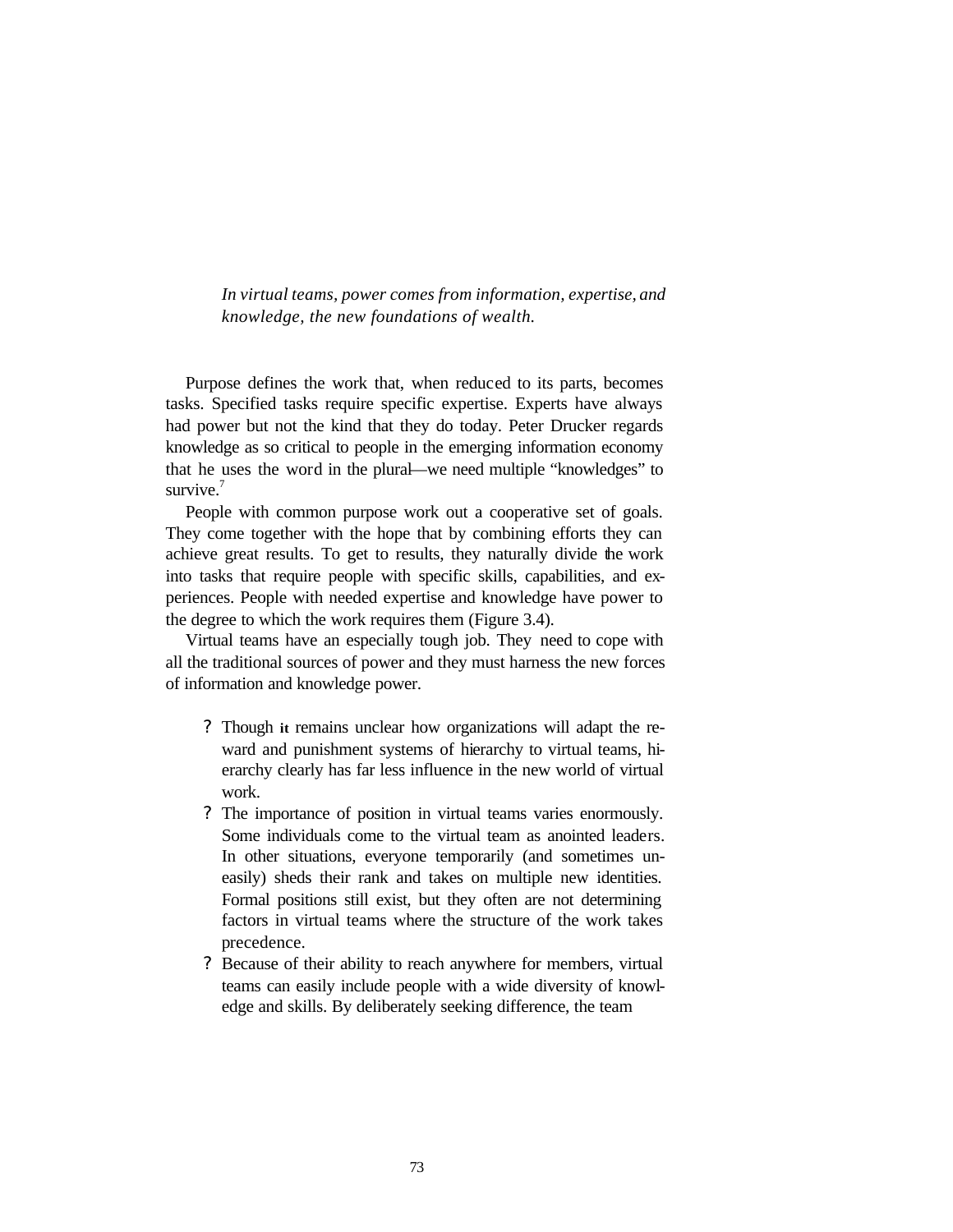*In virtual teams, power comes from information, expertise, and knowledge, the new foundations of wealth.*

Purpose defines the work that, when reduced to its parts, becomes tasks. Specified tasks require specific expertise. Experts have always had power but not the kind that they do today. Peter Drucker regards knowledge as so critical to people in the emerging information economy that he uses the word in the plural—we need multiple "knowledges" to survive.[7]

People with common purpose work out a cooperative set of goals. They come together with the hope that by combining efforts they can achieve great results. To get to results, they naturally divide the work into tasks that require people with specific skills, capabilities, and experiences. People with needed expertise and knowledge have power to the degree to which the work requires them (Figure 3.4).

Virtual teams have an especially tough job. They need to cope with all the traditional sources of power and they must harness the new forces of information and knowledge power.

- Though it remains unclear how organizations will adapt the reward and punishment systems of hierarchy to virtual teams, hierarchy clearly has far less influence in the new world of virtual work.
- The importance of position in virtual teams varies enormously. Some individuals come to the virtual team as anointed leaders. In other situations, everyone temporarily (and sometimes uneasily) sheds their rank and takes on multiple new identities. Formal positions still exist, but they often are not determining factors in virtual teams where the structure of the work takes precedence.
- Because of their ability to reach anywhere for members, virtual teams can easily include people with a wide diversity of knowledge and skills. By deliberately seeking difference, the team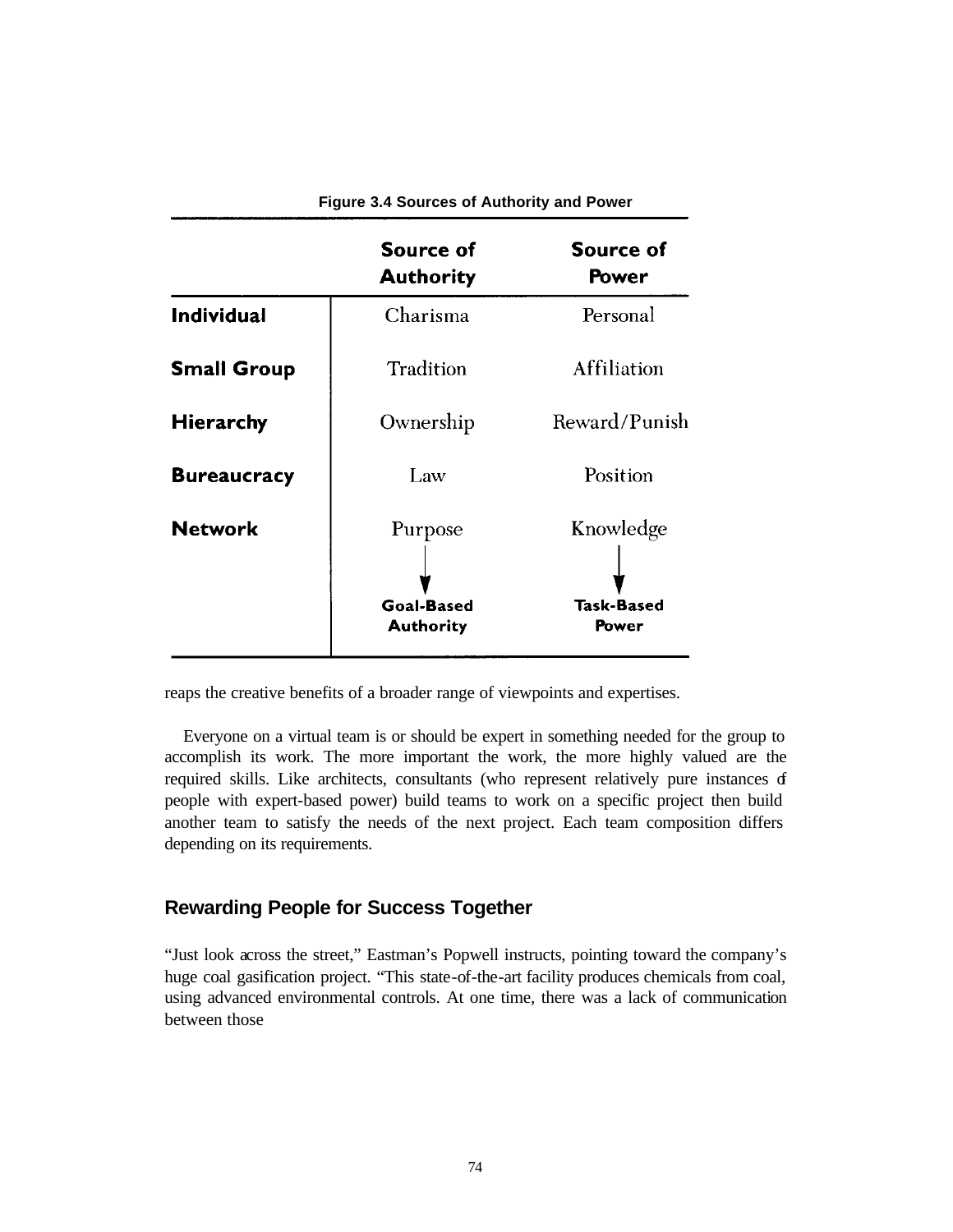**Figure 3.4 Sources of Authority and Power**

| | Source of Authority | Source of Power |
|---|---|---|
| **Individual** | Charisma | Personal |
| **Small Group** | Tradition | Affiliation |
| **Hierarchy** | Ownership | Reward/Punish |
| **Bureaucracy** | Law | Position |
| **Network** | Purpose | Knowledge |
| | ↓ **Goal-Based Authority** | ↓ **Task-Based Power** |

reaps the creative benefits of a broader range of viewpoints and expertises.

Everyone on a virtual team is or should be expert in something needed for the group to accomplish its work. The more important the work, the more highly valued are the required skills. Like architects, consultants (who represent relatively pure instances of people with expert-based power) build teams to work on a specific project then build another team to satisfy the needs of the next project. Each team composition differs depending on its requirements.

## Rewarding People for Success Together

"Just look across the street," Eastman's Popwell instructs, pointing toward the company's huge coal gasification project. "This state-of-the-art facility produces chemicals from coal, using advanced environmental controls. At one time, there was a lack of communication between those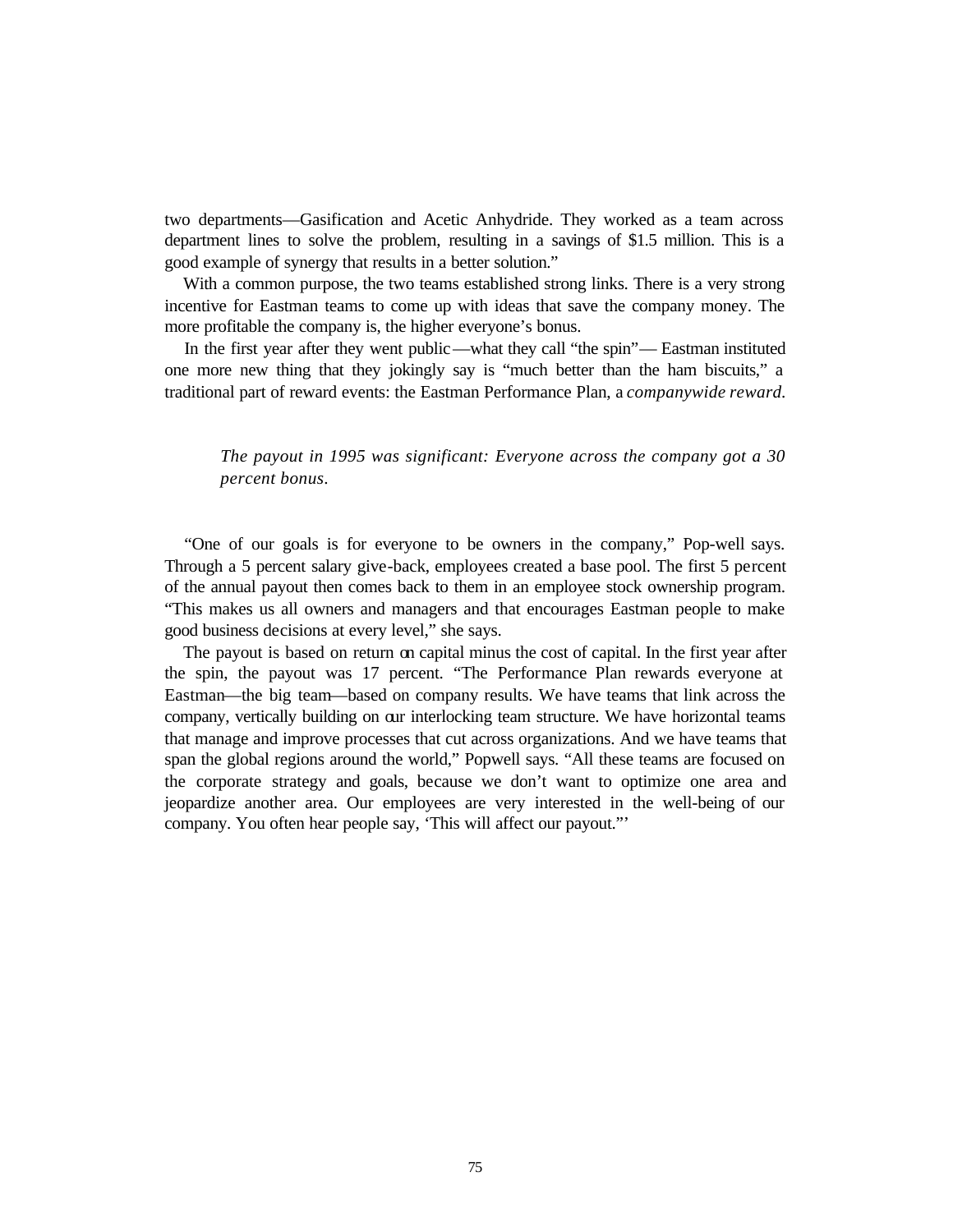two departments—Gasification and Acetic Anhydride. They worked as a team across department lines to solve the problem, resulting in a savings of $1.5 million. This is a good example of synergy that results in a better solution."

With a common purpose, the two teams established strong links. There is a very strong incentive for Eastman teams to come up with ideas that save the company money. The more profitable the company is, the higher everyone's bonus.

In the first year after they went public—what they call "the spin"— Eastman instituted one more new thing that they jokingly say is "much better than the ham biscuits," a traditional part of reward events: the Eastman Performance Plan, a *companywide reward*.

> *The payout in 1995 was significant: Everyone across the company got a 30 percent bonus.*

"One of our goals is for everyone to be owners in the company," Pop-well says. Through a 5 percent salary give-back, employees created a base pool. The first 5 percent of the annual payout then comes back to them in an employee stock ownership program. "This makes us all owners and managers and that encourages Eastman people to make good business decisions at every level," she says.

The payout is based on return on capital minus the cost of capital. In the first year after the spin, the payout was 17 percent. "The Performance Plan rewards everyone at Eastman—the big team—based on company results. We have teams that link across the company, vertically building on our interlocking team structure. We have horizontal teams that manage and improve processes that cut across organizations. And we have teams that span the global regions around the world," Popwell says. "All these teams are focused on the corporate strategy and goals, because we don't want to optimize one area and jeopardize another area. Our employees are very interested in the well-being of our company. You often hear people say, 'This will affect our payout."'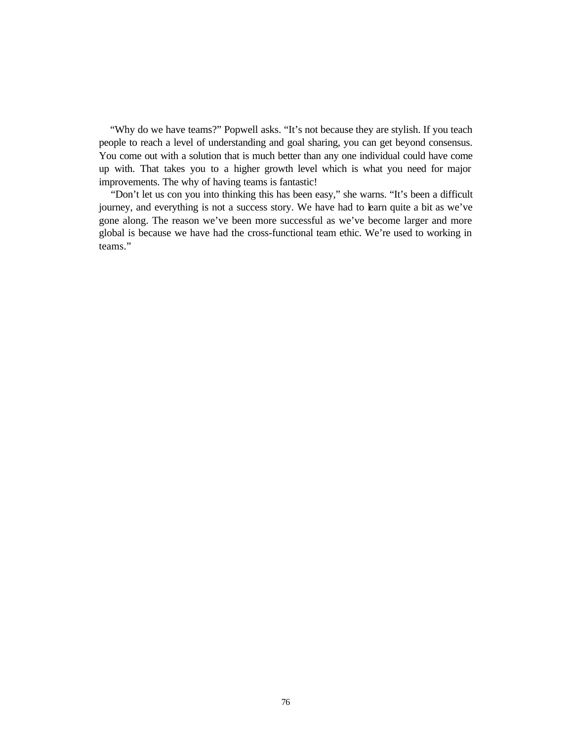"Why do we have teams?" Popwell asks. "It's not because they are stylish. If you teach people to reach a level of understanding and goal sharing, you can get beyond consensus. You come out with a solution that is much better than any one individual could have come up with. That takes you to a higher growth level which is what you need for major improvements. The why of having teams is fantastic!

"Don't let us con you into thinking this has been easy," she warns. "It's been a difficult journey, and everything is not a success story. We have had to learn quite a bit as we've gone along. The reason we've been more successful as we've become larger and more global is because we have had the cross-functional team ethic. We're used to working in teams."